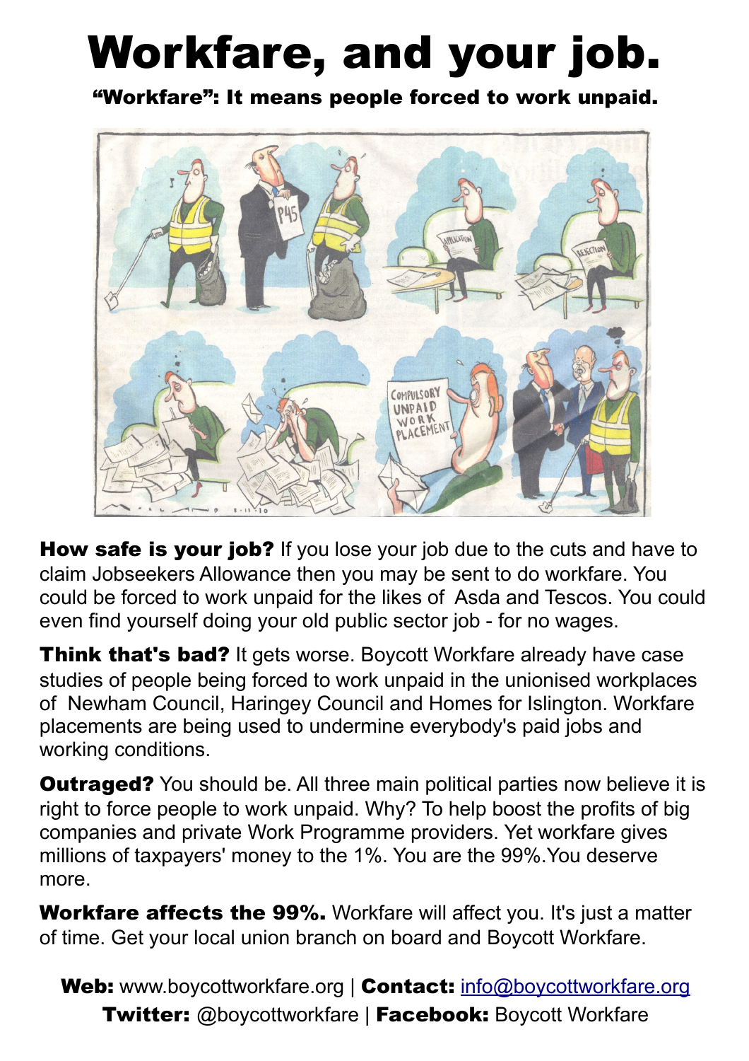# Workfare, and your job.

**"Workfare": It means people forced to work unpaid.**

**How safe is your job?** If you lose your job due to the cuts and have to claim Jobseekers Allowance then you may be sent to do workfare. You could be forced to work unpaid for the likes of Asda and Tescos. You could even find yourself doing your old public sector job - for no wages.

**Think that's bad?** It gets worse. Boycott Workfare already have case studies of people being forced to work unpaid in the unionised workplaces of Newham Council, Haringey Council and Homes for Islington. Workfare placements are being used to undermine everybody's paid jobs and working conditions.

**Outraged?** You should be. All three main political parties now believe it is right to force people to work unpaid. Why? To help boost the profits of big companies and private Work Programme providers. Yet workfare gives millions of taxpayers' money to the 1%. You are the 99%.You deserve more.

**Workfare affects the 99%.** Workfare will affect you. It's just a matter of time. Get your local union branch on board and Boycott Workfare.

**Web:** www.boycottworkfare.org | **Contact:** info@boycottworkfare.org
**Twitter:** @boycottworkfare | **Facebook:** Boycott Workfare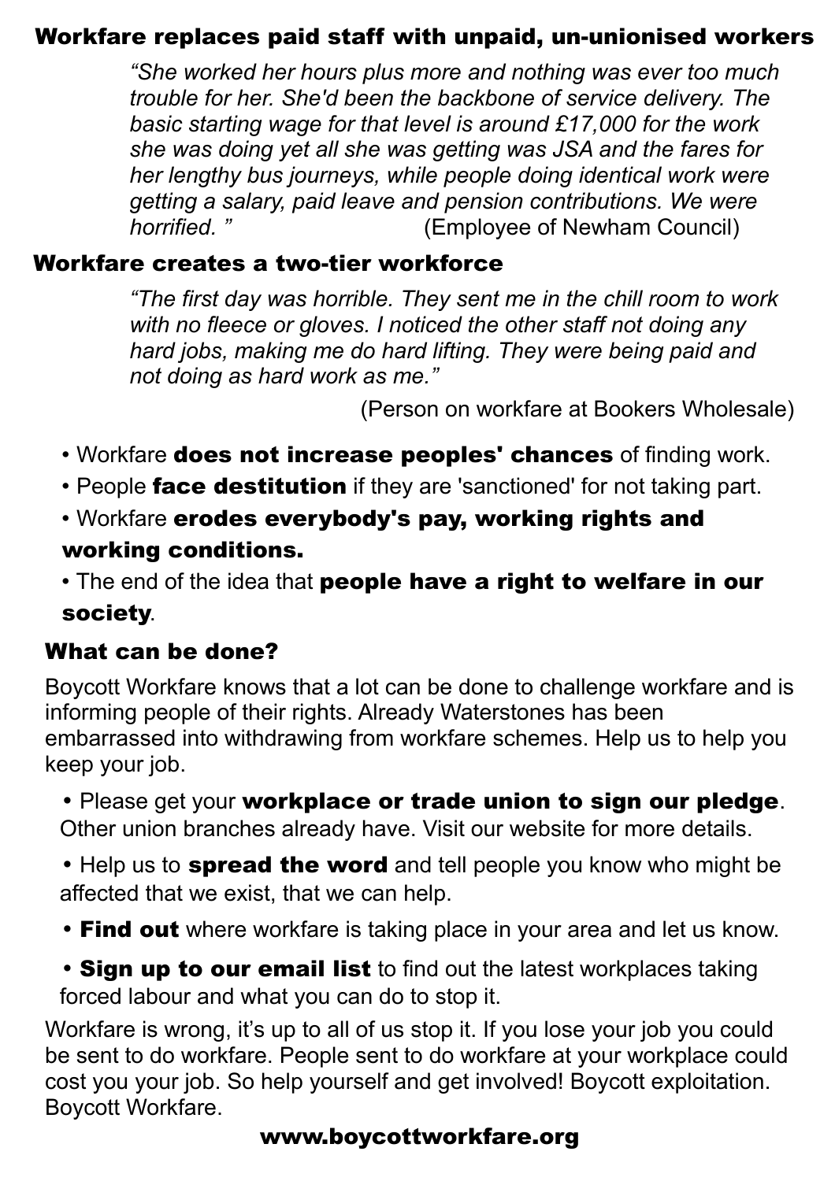## Workfare replaces paid staff with unpaid, un-unionised workers

> *"She worked her hours plus more and nothing was ever too much trouble for her. She'd been the backbone of service delivery. The basic starting wage for that level is around £17,000 for the work she was doing yet all she was getting was JSA and the fares for her lengthy bus journeys, while people doing identical work were getting a salary, paid leave and pension contributions. We were horrified. "* (Employee of Newham Council)

## Workfare creates a two-tier workforce

> *"The first day was horrible. They sent me in the chill room to work with no fleece or gloves. I noticed the other staff not doing any hard jobs, making me do hard lifting. They were being paid and not doing as hard work as me."*
>
> (Person on workfare at Bookers Wholesale)

- Workfare **does not increase peoples' chances** of finding work.
- People **face destitution** if they are 'sanctioned' for not taking part.
- Workfare **erodes everybody's pay, working rights and working conditions.**
- The end of the idea that **people have a right to welfare in our society**.

## What can be done?

Boycott Workfare knows that a lot can be done to challenge workfare and is informing people of their rights. Already Waterstones has been embarrassed into withdrawing from workfare schemes. Help us to help you keep your job.

- Please get your **workplace or trade union to sign our pledge**. Other union branches already have. Visit our website for more details.
- Help us to **spread the word** and tell people you know who might be affected that we exist, that we can help.
- **Find out** where workfare is taking place in your area and let us know.
- **Sign up to our email list** to find out the latest workplaces taking forced labour and what you can do to stop it.

Workfare is wrong, it's up to all of us stop it. If you lose your job you could be sent to do workfare. People sent to do workfare at your workplace could cost you your job. So help yourself and get involved! Boycott exploitation. Boycott Workfare.

**www.boycottworkfare.org**